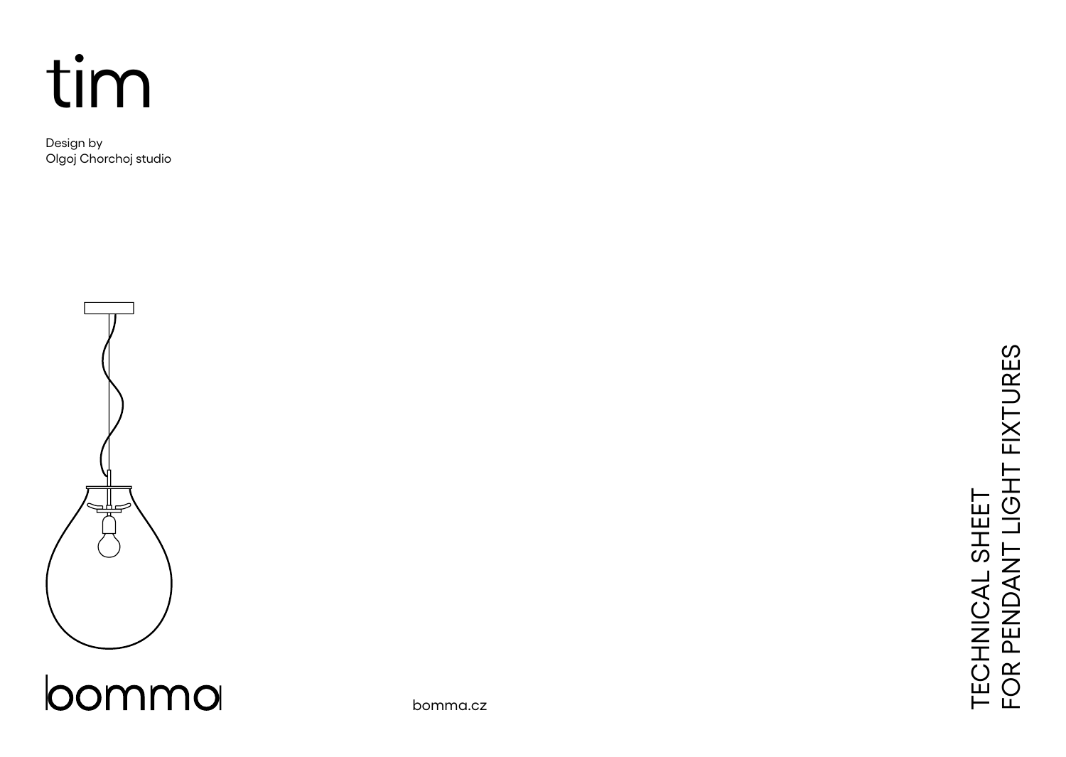# tim

Design by
Olgoj Chorchoj studio

bomma

bomma.cz

TECHNICAL SHEET
FOR PENDANT LIGHT FIXTURES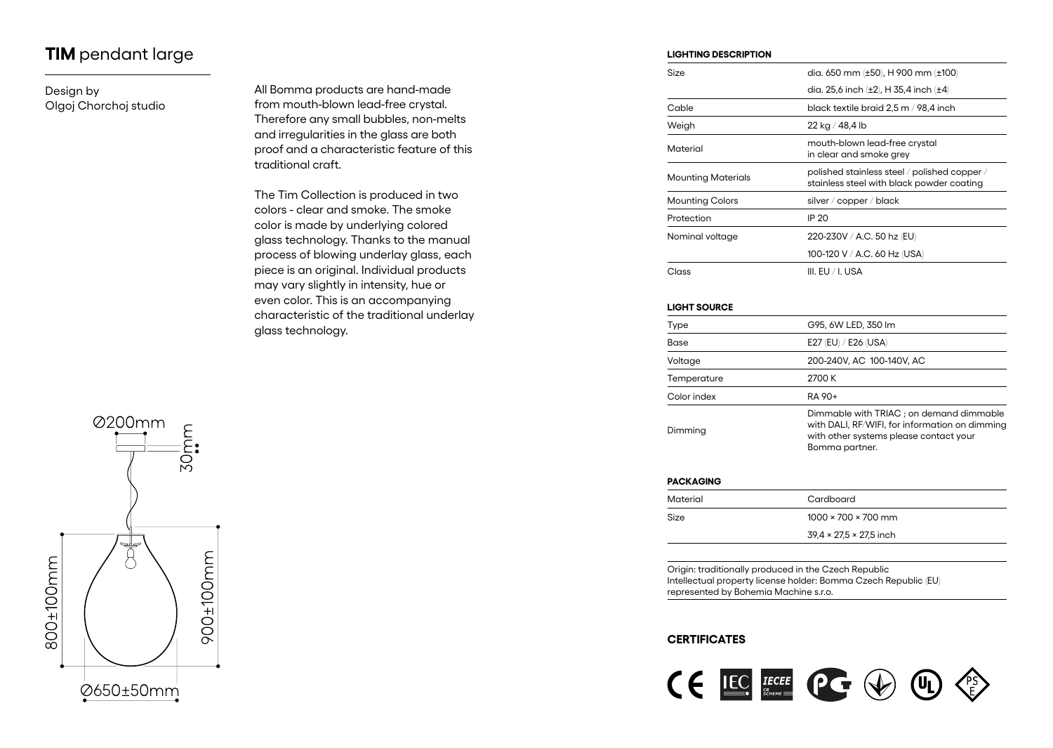# **TIM** pendant large

Design by
Olgoj Chorchoj studio

All Bomma products are hand-made from mouth-blown lead-free crystal. Therefore any small bubbles, non-melts and irregularities in the glass are both proof and a characteristic feature of this traditional craft.

The Tim Collection is produced in two colors - clear and smoke. The smoke color is made by underlying colored glass technology. Thanks to the manual process of blowing underlay glass, each piece is an original. Individual products may vary slightly in intensity, hue or even color. This is an accompanying characteristic of the traditional underlay glass technology.

Ø200mm
30mm
800±100mm
900±100mm
Ø650±50mm

#### LIGHTING DESCRIPTION

| | |
|---|---|
| Size | dia. 650 mm (±50), H 900 mm (±100) |
| | dia. 25,6 inch (±2), H 35,4 inch (±4) |
| Cable | black textile braid 2,5 m / 98,4 inch |
| Weigh | 22 kg / 48,4 lb |
| Material | mouth-blown lead-free crystal in clear and smoke grey |
| Mounting Materials | polished stainless steel / polished copper / stainless steel with black powder coating |
| Mounting Colors | silver / copper / black |
| Protection | IP 20 |
| Nominal voltage | 220-230V / A.C. 50 hz (EU) |
| | 100-120 V / A.C. 60 Hz (USA) |
| Class | III. EU / I. USA |

#### LIGHT SOURCE

| | |
|---|---|
| Type | G95, 6W LED, 350 lm |
| Base | E27 (EU) / E26 (USA) |
| Voltage | 200-240V, AC 100-140V, AC |
| Temperature | 2700 K |
| Color index | RA 90+ |
| Dimming | Dimmable with TRIAC ; on demand dimmable with DALI, RF/WIFI, for information on dimming with other systems please contact your Bomma partner. |

#### PACKAGING

| | |
|---|---|
| Material | Cardboard |
| Size | 1000 × 700 × 700 mm |
| | 39,4 × 27,5 × 27,5 inch |

Origin: traditionally produced in the Czech Republic
Intellectual property license holder: Bomma Czech Republic (EU) represented by Bohemia Machine s.r.o.

#### CERTIFICATES